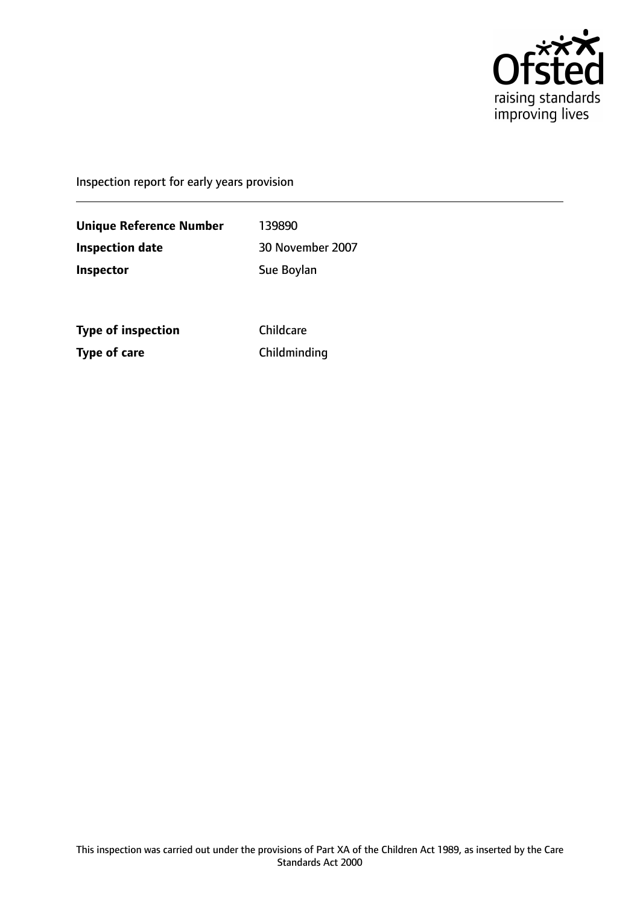Inspection report for early years provision

| | |
|---|---|
| **Unique Reference Number** | 139890 |
| **Inspection date** | 30 November 2007 |
| **Inspector** | Sue Boylan |

| | |
|---|---|
| **Type of inspection** | Childcare |
| **Type of care** | Childminding |

This inspection was carried out under the provisions of Part XA of the Children Act 1989, as inserted by the Care Standards Act 2000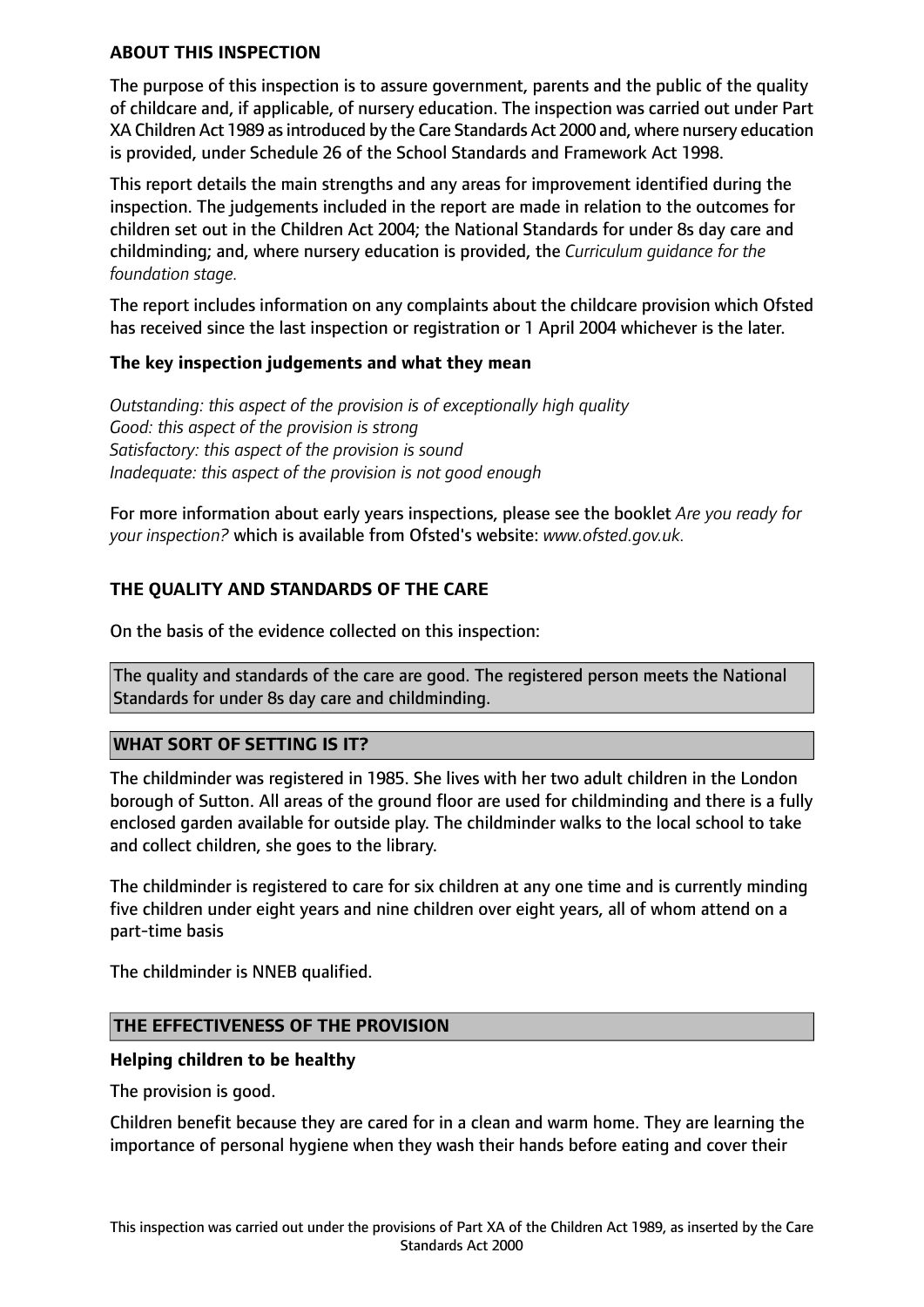## ABOUT THIS INSPECTION

The purpose of this inspection is to assure government, parents and the public of the quality of childcare and, if applicable, of nursery education. The inspection was carried out under Part XA Children Act 1989 as introduced by the Care Standards Act 2000 and, where nursery education is provided, under Schedule 26 of the School Standards and Framework Act 1998.

This report details the main strengths and any areas for improvement identified during the inspection. The judgements included in the report are made in relation to the outcomes for children set out in the Children Act 2004; the National Standards for under 8s day care and childminding; and, where nursery education is provided, the *Curriculum guidance for the foundation stage.*

The report includes information on any complaints about the childcare provision which Ofsted has received since the last inspection or registration or 1 April 2004 whichever is the later.

### The key inspection judgements and what they mean

*Outstanding: this aspect of the provision is of exceptionally high quality*
*Good: this aspect of the provision is strong*
*Satisfactory: this aspect of the provision is sound*
*Inadequate: this aspect of the provision is not good enough*

For more information about early years inspections, please see the booklet *Are you ready for your inspection?* which is available from Ofsted's website: *www.ofsted.gov.uk.*

## THE QUALITY AND STANDARDS OF THE CARE

On the basis of the evidence collected on this inspection:

The quality and standards of the care are good. The registered person meets the National Standards for under 8s day care and childminding.

## WHAT SORT OF SETTING IS IT?

The childminder was registered in 1985. She lives with her two adult children in the London borough of Sutton. All areas of the ground floor are used for childminding and there is a fully enclosed garden available for outside play. The childminder walks to the local school to take and collect children, she goes to the library.

The childminder is registered to care for six children at any one time and is currently minding five children under eight years and nine children over eight years, all of whom attend on a part-time basis

The childminder is NNEB qualified.

## THE EFFECTIVENESS OF THE PROVISION

### Helping children to be healthy

The provision is good.

Children benefit because they are cared for in a clean and warm home. They are learning the importance of personal hygiene when they wash their hands before eating and cover their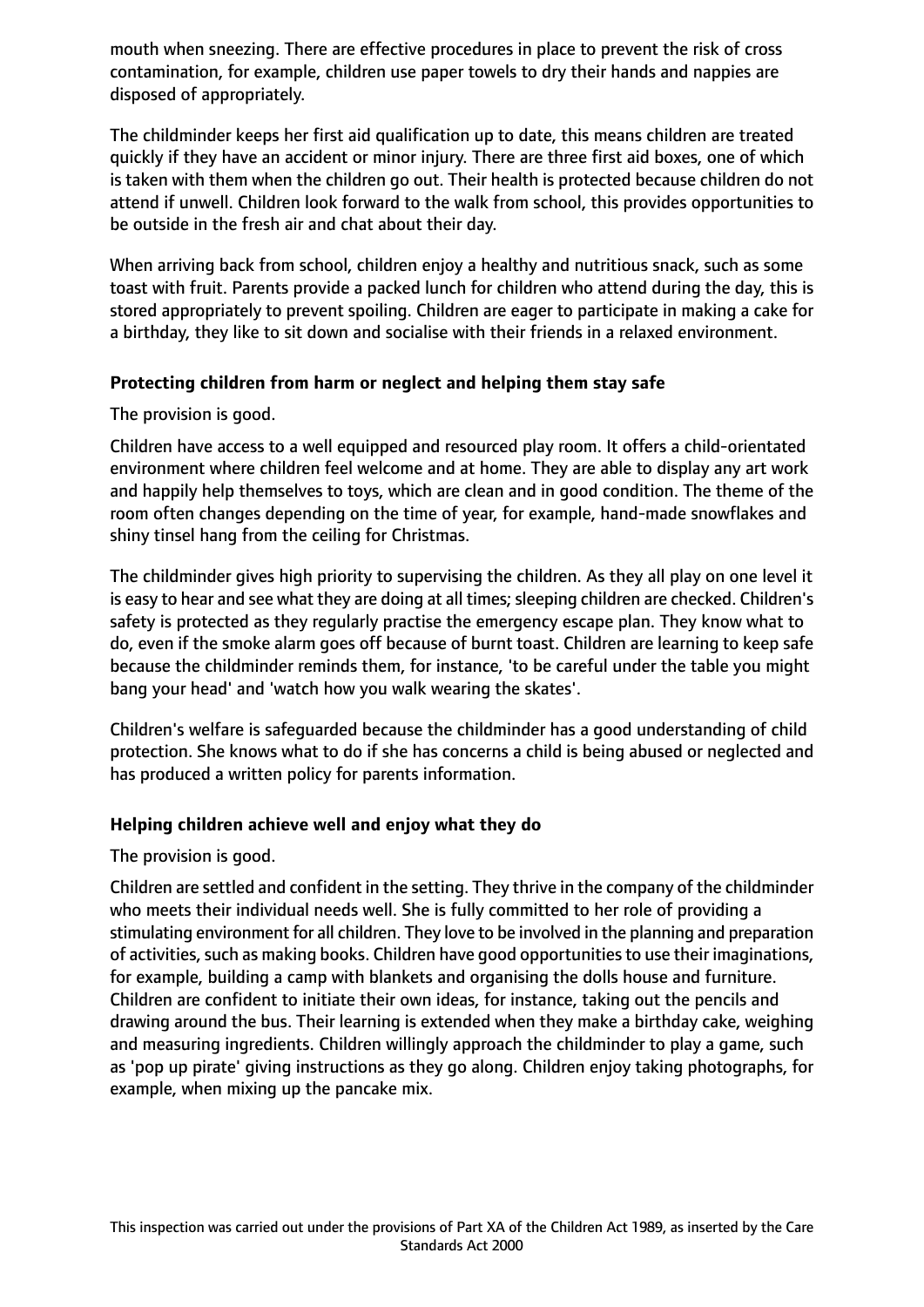mouth when sneezing. There are effective procedures in place to prevent the risk of cross contamination, for example, children use paper towels to dry their hands and nappies are disposed of appropriately.

The childminder keeps her first aid qualification up to date, this means children are treated quickly if they have an accident or minor injury. There are three first aid boxes, one of which is taken with them when the children go out. Their health is protected because children do not attend if unwell. Children look forward to the walk from school, this provides opportunities to be outside in the fresh air and chat about their day.

When arriving back from school, children enjoy a healthy and nutritious snack, such as some toast with fruit. Parents provide a packed lunch for children who attend during the day, this is stored appropriately to prevent spoiling. Children are eager to participate in making a cake for a birthday, they like to sit down and socialise with their friends in a relaxed environment.

**Protecting children from harm or neglect and helping them stay safe**

The provision is good.

Children have access to a well equipped and resourced play room. It offers a child-orientated environment where children feel welcome and at home. They are able to display any art work and happily help themselves to toys, which are clean and in good condition. The theme of the room often changes depending on the time of year, for example, hand-made snowflakes and shiny tinsel hang from the ceiling for Christmas.

The childminder gives high priority to supervising the children. As they all play on one level it is easy to hear and see what they are doing at all times; sleeping children are checked. Children's safety is protected as they regularly practise the emergency escape plan. They know what to do, even if the smoke alarm goes off because of burnt toast. Children are learning to keep safe because the childminder reminds them, for instance, 'to be careful under the table you might bang your head' and 'watch how you walk wearing the skates'.

Children's welfare is safeguarded because the childminder has a good understanding of child protection. She knows what to do if she has concerns a child is being abused or neglected and has produced a written policy for parents information.

**Helping children achieve well and enjoy what they do**

The provision is good.

Children are settled and confident in the setting. They thrive in the company of the childminder who meets their individual needs well. She is fully committed to her role of providing a stimulating environment for all children. They love to be involved in the planning and preparation of activities, such as making books. Children have good opportunities to use their imaginations, for example, building a camp with blankets and organising the dolls house and furniture. Children are confident to initiate their own ideas, for instance, taking out the pencils and drawing around the bus. Their learning is extended when they make a birthday cake, weighing and measuring ingredients. Children willingly approach the childminder to play a game, such as 'pop up pirate' giving instructions as they go along. Children enjoy taking photographs, for example, when mixing up the pancake mix.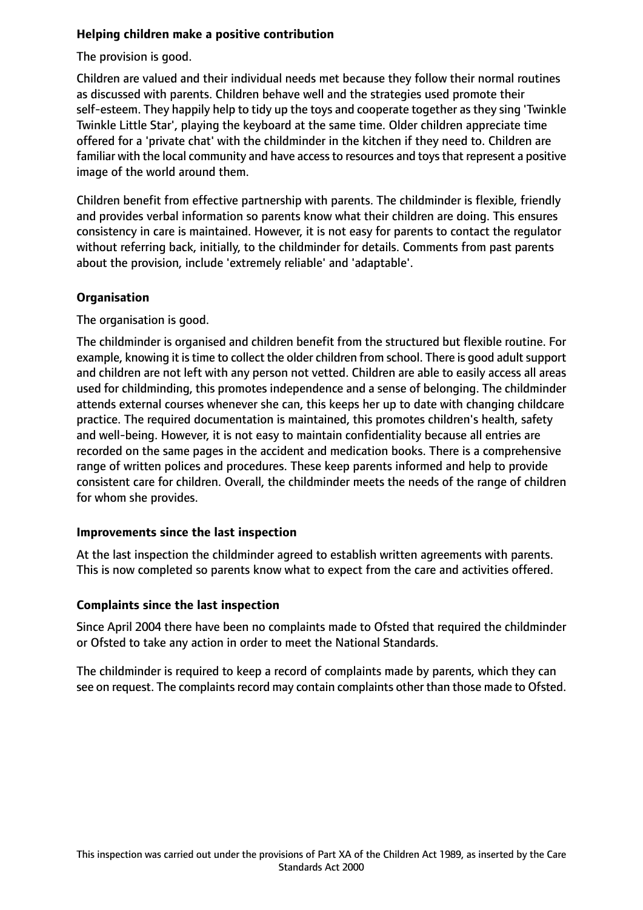### Helping children make a positive contribution

The provision is good.

Children are valued and their individual needs met because they follow their normal routines as discussed with parents. Children behave well and the strategies used promote their self-esteem. They happily help to tidy up the toys and cooperate together as they sing 'Twinkle Twinkle Little Star', playing the keyboard at the same time. Older children appreciate time offered for a 'private chat' with the childminder in the kitchen if they need to. Children are familiar with the local community and have access to resources and toys that represent a positive image of the world around them.

Children benefit from effective partnership with parents. The childminder is flexible, friendly and provides verbal information so parents know what their children are doing. This ensures consistency in care is maintained. However, it is not easy for parents to contact the regulator without referring back, initially, to the childminder for details. Comments from past parents about the provision, include 'extremely reliable' and 'adaptable'.

### Organisation

The organisation is good.

The childminder is organised and children benefit from the structured but flexible routine. For example, knowing it is time to collect the older children from school. There is good adult support and children are not left with any person not vetted. Children are able to easily access all areas used for childminding, this promotes independence and a sense of belonging. The childminder attends external courses whenever she can, this keeps her up to date with changing childcare practice. The required documentation is maintained, this promotes children's health, safety and well-being. However, it is not easy to maintain confidentiality because all entries are recorded on the same pages in the accident and medication books. There is a comprehensive range of written polices and procedures. These keep parents informed and help to provide consistent care for children. Overall, the childminder meets the needs of the range of children for whom she provides.

### Improvements since the last inspection

At the last inspection the childminder agreed to establish written agreements with parents. This is now completed so parents know what to expect from the care and activities offered.

### Complaints since the last inspection

Since April 2004 there have been no complaints made to Ofsted that required the childminder or Ofsted to take any action in order to meet the National Standards.

The childminder is required to keep a record of complaints made by parents, which they can see on request. The complaints record may contain complaints other than those made to Ofsted.

This inspection was carried out under the provisions of Part XA of the Children Act 1989, as inserted by the Care Standards Act 2000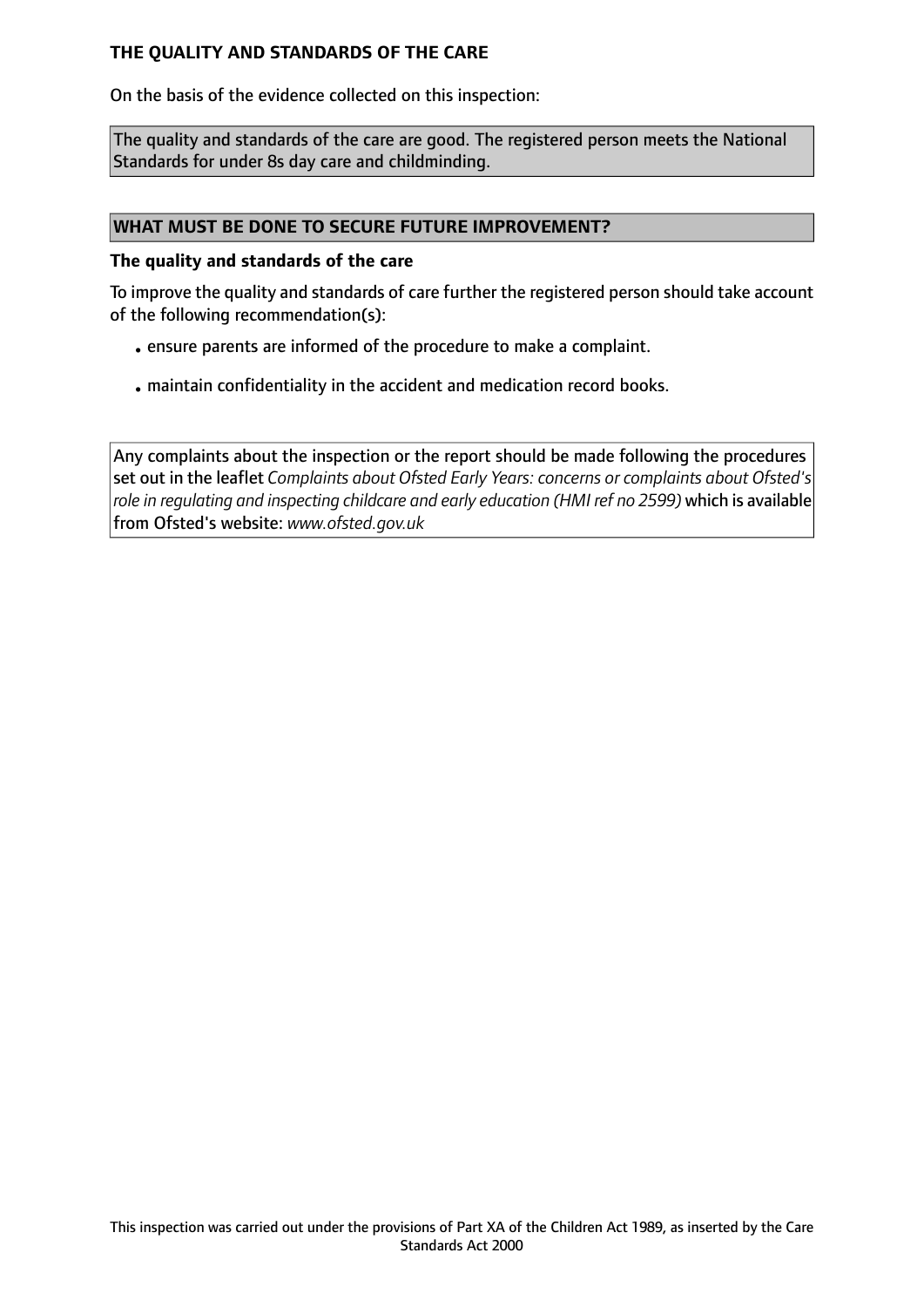## THE QUALITY AND STANDARDS OF THE CARE

On the basis of the evidence collected on this inspection:

The quality and standards of the care are good. The registered person meets the National Standards for under 8s day care and childminding.

## WHAT MUST BE DONE TO SECURE FUTURE IMPROVEMENT?

### The quality and standards of the care

To improve the quality and standards of care further the registered person should take account of the following recommendation(s):

- ensure parents are informed of the procedure to make a complaint.
- maintain confidentiality in the accident and medication record books.

Any complaints about the inspection or the report should be made following the procedures set out in the leaflet *Complaints about Ofsted Early Years: concerns or complaints about Ofsted's role in regulating and inspecting childcare and early education (HMI ref no 2599)* which is available from Ofsted's website: *www.ofsted.gov.uk*

This inspection was carried out under the provisions of Part XA of the Children Act 1989, as inserted by the Care Standards Act 2000